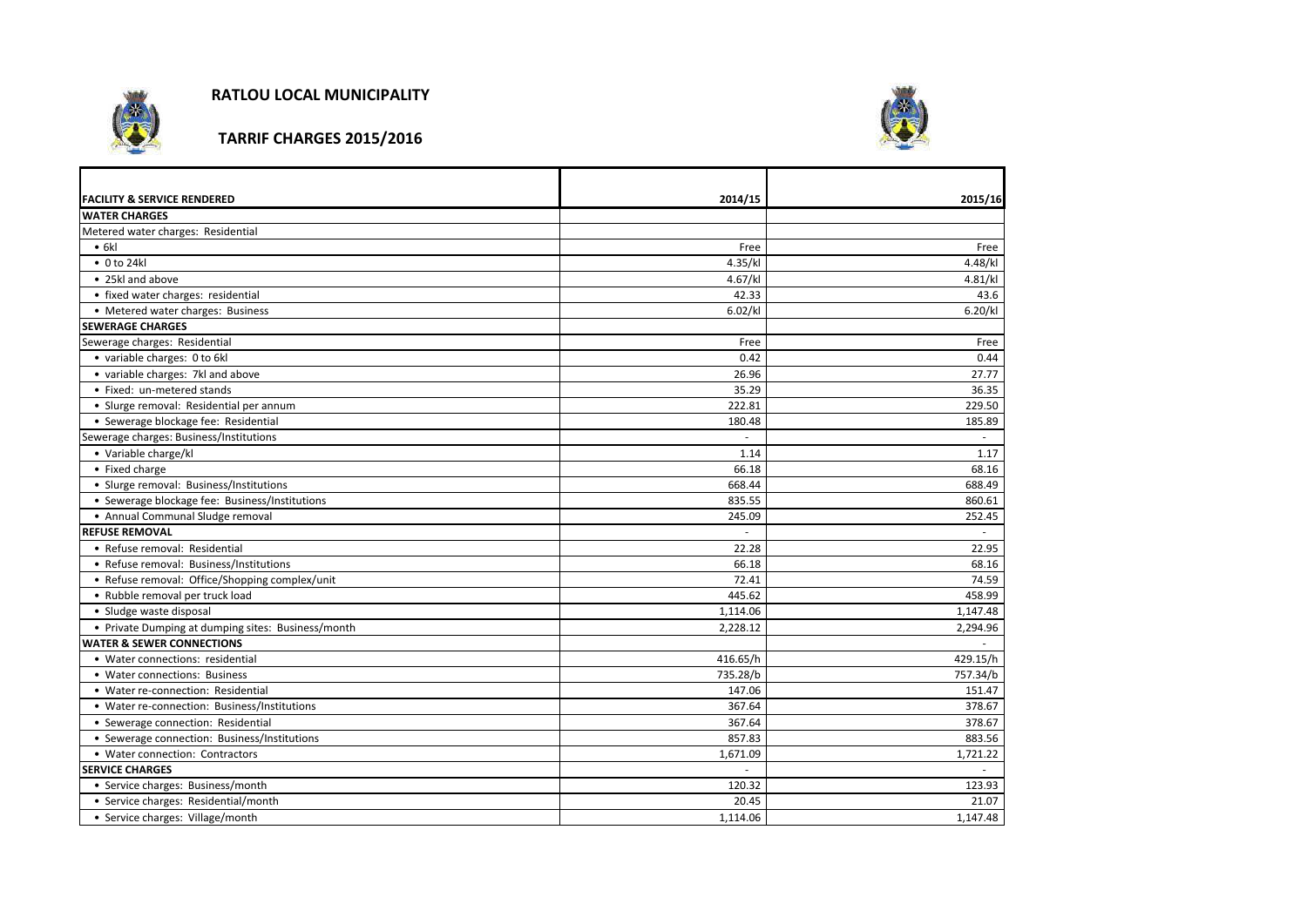# RATLOU LOCAL MUNICIPALITY

## TARRIF CHARGES 2015/2016

| FACILITY & SERVICE RENDERED | 2014/15 | 2015/16 |
|---|---|---|
| **WATER CHARGES** | | |
| Metered water charges: Residential | | |
| • 6kl | Free | Free |
| • 0 to 24kl | 4.35/kl | 4.48/kl |
| • 25kl and above | 4.67/kl | 4.81/kl |
| • fixed water charges: residential | 42.33 | 43.6 |
| • Metered water charges: Business | 6.02/kl | 6.20/kl |
| **SEWERAGE CHARGES** | | |
| Sewerage charges: Residential | Free | Free |
| • variable charges: 0 to 6kl | 0.42 | 0.44 |
| • variable charges: 7kl and above | 26.96 | 27.77 |
| • Fixed: un-metered stands | 35.29 | 36.35 |
| • Slurge removal: Residential per annum | 222.81 | 229.50 |
| • Sewerage blockage fee: Residential | 180.48 | 185.89 |
| Sewerage charges: Business/Institutions | - | - |
| • Variable charge/kl | 1.14 | 1.17 |
| • Fixed charge | 66.18 | 68.16 |
| • Slurge removal: Business/Institutions | 668.44 | 688.49 |
| • Sewerage blockage fee: Business/Institutions | 835.55 | 860.61 |
| • Annual Communal Sludge removal | 245.09 | 252.45 |
| **REFUSE REMOVAL** | - | - |
| • Refuse removal: Residential | 22.28 | 22.95 |
| • Refuse removal: Business/Institutions | 66.18 | 68.16 |
| • Refuse removal: Office/Shopping complex/unit | 72.41 | 74.59 |
| • Rubble removal per truck load | 445.62 | 458.99 |
| • Sludge waste disposal | 1,114.06 | 1,147.48 |
| • Private Dumping at dumping sites: Business/month | 2,228.12 | 2,294.96 |
| **WATER & SEWER CONNECTIONS** | | - |
| • Water connections: residential | 416.65/h | 429.15/h |
| • Water connections: Business | 735.28/b | 757.34/b |
| • Water re-connection: Residential | 147.06 | 151.47 |
| • Water re-connection: Business/Institutions | 367.64 | 378.67 |
| • Sewerage connection: Residential | 367.64 | 378.67 |
| • Sewerage connection: Business/Institutions | 857.83 | 883.56 |
| • Water connection: Contractors | 1,671.09 | 1,721.22 |
| **SERVICE CHARGES** | - | - |
| • Service charges: Business/month | 120.32 | 123.93 |
| • Service charges: Residential/month | 20.45 | 21.07 |
| • Service charges: Village/month | 1,114.06 | 1,147.48 |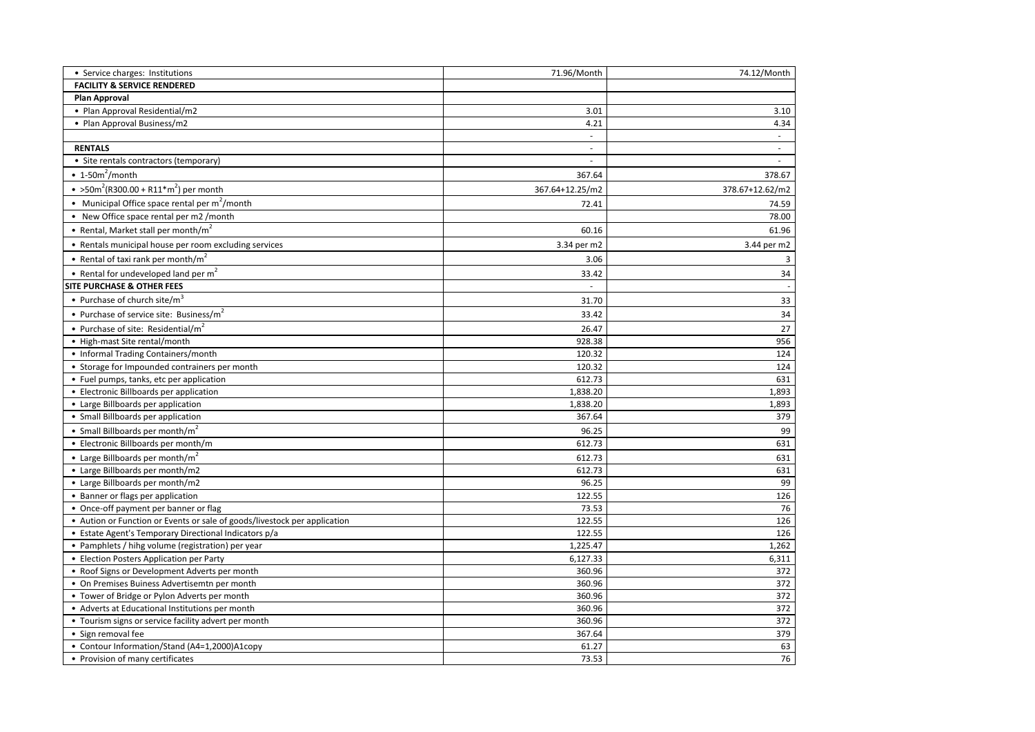| • Service charges: Institutions | 71.96/Month | 74.12/Month |
|---|---|---|
| **FACILITY & SERVICE RENDERED** | | |
| **Plan Approval** | | |
| • Plan Approval Residential/m2 | 3.01 | 3.10 |
| • Plan Approval Business/m2 | 4.21 | 4.34 |
| | - | - |
| **RENTALS** | - | - |
| • Site rentals contractors (temporary) | - | - |
| • 1-50m$^2$/month | 367.64 | 378.67 |
| • >50m$^2$(R300.00 + R11*m$^2$) per month | 367.64+12.25/m2 | 378.67+12.62/m2 |
| • Municipal Office space rental per m$^2$/month | 72.41 | 74.59 |
| • New Office space rental per m2 /month | | 78.00 |
| • Rental, Market stall per month/m$^2$ | 60.16 | 61.96 |
| • Rentals municipal house per room excluding services | 3.34 per m2 | 3.44 per m2 |
| • Rental of taxi rank per month/m$^2$ | 3.06 | 3 |
| • Rental for undeveloped land per m$^2$ | 33.42 | 34 |
| **SITE PURCHASE & OTHER FEES** | - | - |
| • Purchase of church site/m$^3$ | 31.70 | 33 |
| • Purchase of service site: Business/m$^2$ | 33.42 | 34 |
| • Purchase of site: Residential/m$^2$ | 26.47 | 27 |
| • High-mast Site rental/month | 928.38 | 956 |
| • Informal Trading Containers/month | 120.32 | 124 |
| • Storage for Impounded contrainers per month | 120.32 | 124 |
| • Fuel pumps, tanks, etc per application | 612.73 | 631 |
| • Electronic Billboards per application | 1,838.20 | 1,893 |
| • Large Billboards per application | 1,838.20 | 1,893 |
| • Small Billboards per application | 367.64 | 379 |
| • Small Billboards per month/m$^2$ | 96.25 | 99 |
| • Electronic Billboards per month/m | 612.73 | 631 |
| • Large Billboards per month/m$^2$ | 612.73 | 631 |
| • Large Billboards per month/m2 | 612.73 | 631 |
| • Large Billboards per month/m2 | 96.25 | 99 |
| • Banner or flags per application | 122.55 | 126 |
| • Once-off payment per banner or flag | 73.53 | 76 |
| • Aution or Function or Events or sale of goods/livestock per application | 122.55 | 126 |
| • Estate Agent's Temporary Directional Indicators p/a | 122.55 | 126 |
| • Pamphlets / hihg volume (registration) per year | 1,225.47 | 1,262 |
| • Election Posters Application per Party | 6,127.33 | 6,311 |
| • Roof Signs or Development Adverts per month | 360.96 | 372 |
| • On Premises Buiness Advertisemtn per month | 360.96 | 372 |
| • Tower of Bridge or Pylon Adverts per month | 360.96 | 372 |
| • Adverts at Educational Institutions per month | 360.96 | 372 |
| • Tourism signs or service facility advert per month | 360.96 | 372 |
| • Sign removal fee | 367.64 | 379 |
| • Contour Information/Stand (A4=1,2000)A1copy | 61.27 | 63 |
| • Provision of many certificates | 73.53 | 76 |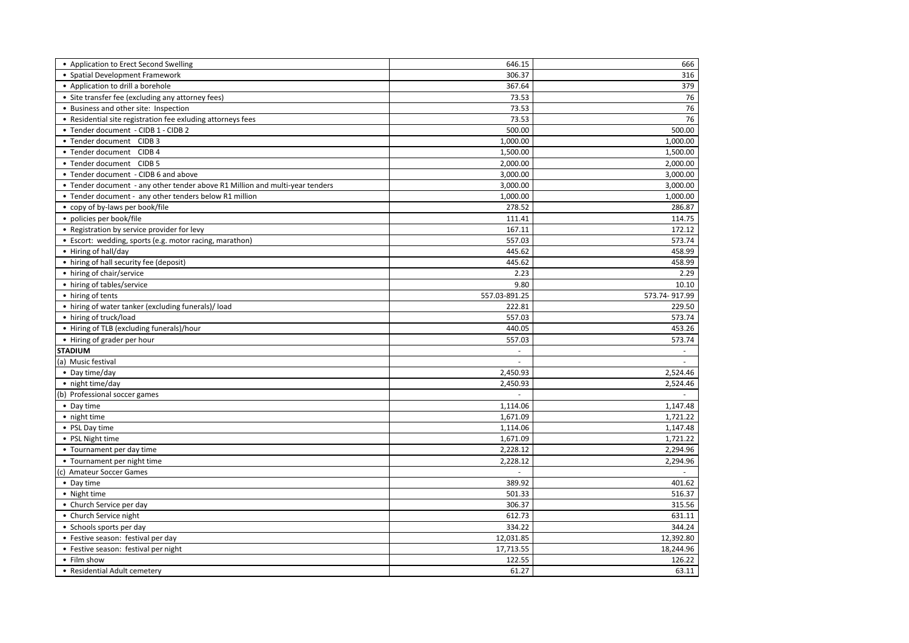| | | |
|---|---|---|
| • Application to Erect Second Swelling | 646.15 | 666 |
| • Spatial Development Framework | 306.37 | 316 |
| • Application to drill a borehole | 367.64 | 379 |
| • Site transfer fee (excluding any attorney fees) | 73.53 | 76 |
| • Business and other site: Inspection | 73.53 | 76 |
| • Residential site registration fee exluding attorneys fees | 73.53 | 76 |
| • Tender document - CIDB 1 - CIDB 2 | 500.00 | 500.00 |
| • Tender document CIDB 3 | 1,000.00 | 1,000.00 |
| • Tender document CIDB 4 | 1,500.00 | 1,500.00 |
| • Tender document CIDB 5 | 2,000.00 | 2,000.00 |
| • Tender document - CIDB 6 and above | 3,000.00 | 3,000.00 |
| • Tender document - any other tender above R1 Million and multi-year tenders | 3,000.00 | 3,000.00 |
| • Tender document - any other tenders below R1 million | 1,000.00 | 1,000.00 |
| • copy of by-laws per book/file | 278.52 | 286.87 |
| • policies per book/file | 111.41 | 114.75 |
| • Registration by service provider for levy | 167.11 | 172.12 |
| • Escort: wedding, sports (e.g. motor racing, marathon) | 557.03 | 573.74 |
| • Hiring of hall/day | 445.62 | 458.99 |
| • hiring of hall security fee (deposit) | 445.62 | 458.99 |
| • hiring of chair/service | 2.23 | 2.29 |
| • hiring of tables/service | 9.80 | 10.10 |
| • hiring of tents | 557.03-891.25 | 573.74- 917.99 |
| • hiring of water tanker (excluding funerals)/ load | 222.81 | 229.50 |
| • hiring of truck/load | 557.03 | 573.74 |
| • Hiring of TLB (excluding funerals)/hour | 440.05 | 453.26 |
| • Hiring of grader per hour | 557.03 | 573.74 |
| **STADIUM** | - | - |
| (a) Music festival | - | - |
| • Day time/day | 2,450.93 | 2,524.46 |
| • night time/day | 2,450.93 | 2,524.46 |
| (b) Professional soccer games | - | - |
| • Day time | 1,114.06 | 1,147.48 |
| • night time | 1,671.09 | 1,721.22 |
| • PSL Day time | 1,114.06 | 1,147.48 |
| • PSL Night time | 1,671.09 | 1,721.22 |
| • Tournament per day time | 2,228.12 | 2,294.96 |
| • Tournament per night time | 2,228.12 | 2,294.96 |
| (c) Amateur Soccer Games | - | - |
| • Day time | 389.92 | 401.62 |
| • Night time | 501.33 | 516.37 |
| • Church Service per day | 306.37 | 315.56 |
| • Church Service night | 612.73 | 631.11 |
| • Schools sports per day | 334.22 | 344.24 |
| • Festive season: festival per day | 12,031.85 | 12,392.80 |
| • Festive season: festival per night | 17,713.55 | 18,244.96 |
| • Film show | 122.55 | 126.22 |
| • Residential Adult cemetery | 61.27 | 63.11 |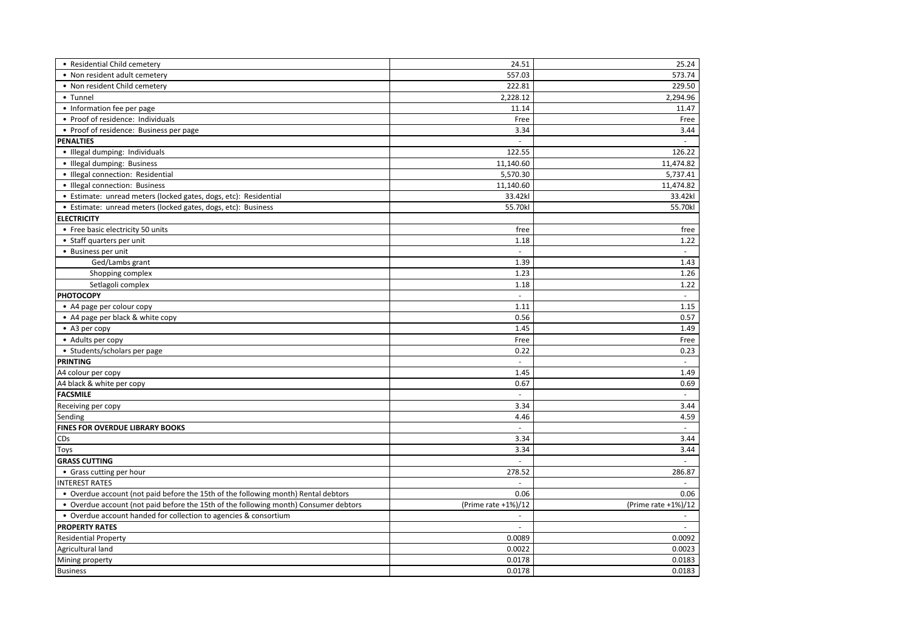| | | |
|---|---|---|
| • Residential Child cemetery | 24.51 | 25.24 |
| • Non resident adult cemetery | 557.03 | 573.74 |
| • Non resident Child cemetery | 222.81 | 229.50 |
| • Tunnel | 2,228.12 | 2,294.96 |
| • Information fee per page | 11.14 | 11.47 |
| • Proof of residence: Individuals | Free | Free |
| • Proof of residence: Business per page | 3.34 | 3.44 |
| **PENALTIES** | - | - |
| • Illegal dumping: Individuals | 122.55 | 126.22 |
| • Illegal dumping: Business | 11,140.60 | 11,474.82 |
| • Illegal connection: Residential | 5,570.30 | 5,737.41 |
| • Illegal connection: Business | 11,140.60 | 11,474.82 |
| • Estimate: unread meters (locked gates, dogs, etc): Residential | 33.42kl | 33.42kl |
| • Estimate: unread meters (locked gates, dogs, etc): Business | 55.70kl | 55.70kl |
| **ELECTRICITY** | | |
| • Free basic electricity 50 units | free | free |
| • Staff quarters per unit | 1.18 | 1.22 |
| • Business per unit | - | - |
| Ged/Lambs grant | 1.39 | 1.43 |
| Shopping complex | 1.23 | 1.26 |
| Setlagoli complex | 1.18 | 1.22 |
| **PHOTOCOPY** | - | - |
| • A4 page per colour copy | 1.11 | 1.15 |
| • A4 page per black & white copy | 0.56 | 0.57 |
| • A3 per copy | 1.45 | 1.49 |
| • Adults per copy | Free | Free |
| • Students/scholars per page | 0.22 | 0.23 |
| **PRINTING** | - | - |
| A4 colour per copy | 1.45 | 1.49 |
| A4 black & white per copy | 0.67 | 0.69 |
| **FACSMILE** | - | - |
| Receiving per copy | 3.34 | 3.44 |
| Sending | 4.46 | 4.59 |
| **FINES FOR OVERDUE LIBRARY BOOKS** | - | - |
| CDs | 3.34 | 3.44 |
| Toys | 3.34 | 3.44 |
| **GRASS CUTTING** | - | - |
| • Grass cutting per hour | 278.52 | 286.87 |
| INTEREST RATES | - | - |
| • Overdue account (not paid before the 15th of the following month) Rental debtors | 0.06 | 0.06 |
| • Overdue account (not paid before the 15th of the following month) Consumer debtors | (Prime rate +1%)/12 | (Prime rate +1%)/12 |
| • Overdue account handed for collection to agencies & consortium | - | - |
| **PROPERTY RATES** | - | - |
| Residential Property | 0.0089 | 0.0092 |
| Agricultural land | 0.0022 | 0.0023 |
| Mining property | 0.0178 | 0.0183 |
| Business | 0.0178 | 0.0183 |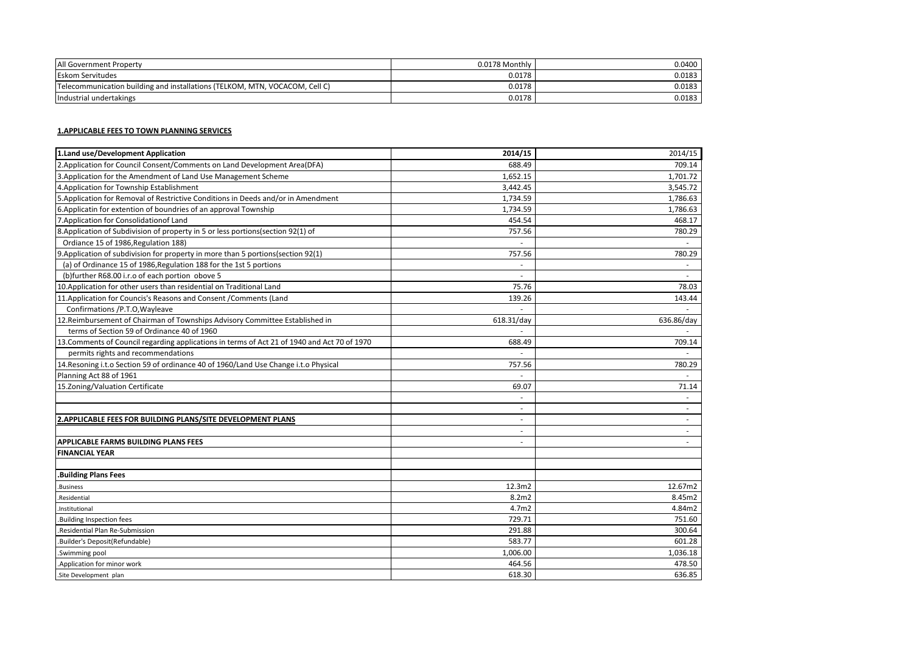| All Government Property | 0.0178 Monthly | 0.0400 |
|---|---|---|
| Eskom Servitudes | 0.0178 | 0.0183 |
| Telecommunication building and installations (TELKOM, MTN, VOCACOM, Cell C) | 0.0178 | 0.0183 |
| Industrial undertakings | 0.0178 | 0.0183 |

**1.APPLICABLE FEES TO TOWN PLANNING SERVICES**

| 1.Land use/Development Application | 2014/15 | 2014/15 |
|---|---|---|
| 2.Application for Council Consent/Comments on Land Development Area(DFA) | 688.49 | 709.14 |
| 3.Application for the Amendment of Land Use Management Scheme | 1,652.15 | 1,701.72 |
| 4.Application for Township Establishment | 3,442.45 | 3,545.72 |
| 5.Application for Removal of Restrictive Conditions in Deeds and/or in Amendment | 1,734.59 | 1,786.63 |
| 6.Applicatin for extention of boundries of an approval Township | 1,734.59 | 1,786.63 |
| 7.Application for Consolidationof Land | 454.54 | 468.17 |
| 8.Application of Subdivision of property in 5 or less portions(section 92(1) of | 757.56 | 780.29 |
| Ordiance 15 of 1986,Regulation 188) | - | - |
| 9.Application of subdivision for property in more than 5 portions(section 92(1) | 757.56 | 780.29 |
| (a) of Ordinance 15 of 1986,Regulation 188 for the 1st 5 portions | - | - |
| (b)further R68.00 i.r.o of each portion obove 5 | - | - |
| 10.Application for other users than residential on Traditional Land | 75.76 | 78.03 |
| 11.Application for Councis's Reasons and Consent /Comments (Land | 139.26 | 143.44 |
| Confirmations /P.T.O,Wayleave | - | - |
| 12.Reimbursement of Chairman of Townships Advisory Committee Established in | 618.31/day | 636.86/day |
| terms of Section 59 of Ordinance 40 of 1960 | - | - |
| 13.Comments of Council regarding applications in terms of Act 21 of 1940 and Act 70 of 1970 | 688.49 | 709.14 |
| permits rights and recommendations | - | - |
| 14.Resoning i.t.o Section 59 of ordinance 40 of 1960/Land Use Change i.t.o Physical | 757.56 | 780.29 |
| Planning Act 88 of 1961 | - | - |
| 15.Zoning/Valuation Certificate | 69.07 | 71.14 |
| | - | - |
| | - | - |
| **2.APPLICABLE FEES FOR BUILDING PLANS/SITE DEVELOPMENT PLANS** | - | - |
| | - | - |
| **APPLICABLE FARMS BUILDING PLANS FEES** | - | - |
| **FINANCIAL YEAR** | | |
| | | |
| **.Building Plans Fees** | | |
| .Business | 12.3m2 | 12.67m2 |
| .Residential | 8.2m2 | 8.45m2 |
| .Institutional | 4.7m2 | 4.84m2 |
| .Building Inspection fees | 729.71 | 751.60 |
| .Residential Plan Re-Submission | 291.88 | 300.64 |
| .Builder's Deposit(Refundable) | 583.77 | 601.28 |
| .Swimming pool | 1,006.00 | 1,036.18 |
| .Application for minor work | 464.56 | 478.50 |
| .Site Development plan | 618.30 | 636.85 |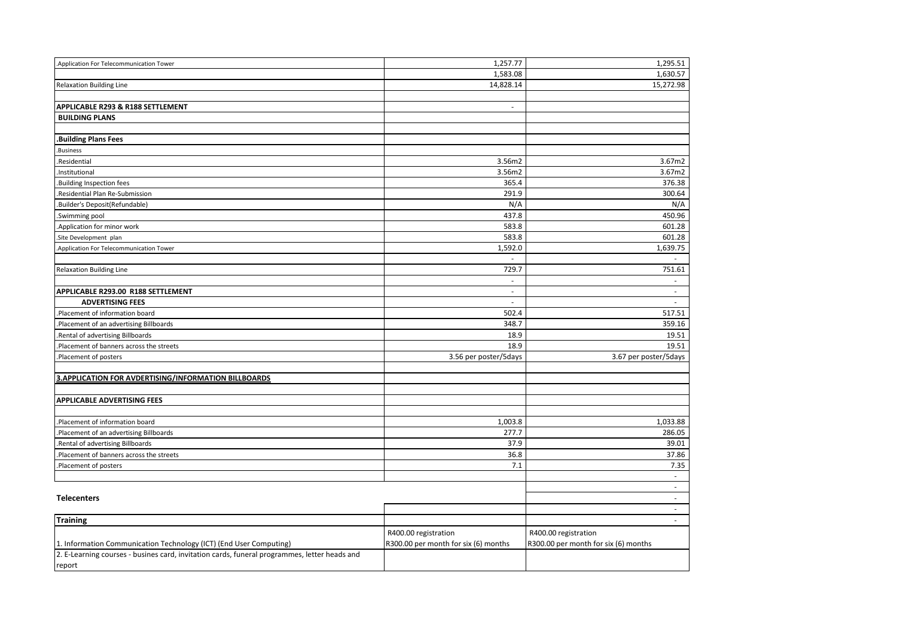| | | |
|---|---|---|
| .Application For Telecommunication Tower | 1,257.77 | 1,295.51 |
| | 1,583.08 | 1,630.57 |
| Relaxation Building Line | 14,828.14 | 15,272.98 |
| | | |
| **APPLICABLE R293 & R188 SETTLEMENT** | - | |
| **BUILDING PLANS** | | |
| | | |
| **.Building Plans Fees** | | |
| .Business | | |
| .Residential | 3.56m2 | 3.67m2 |
| .Institutional | 3.56m2 | 3.67m2 |
| .Building Inspection fees | 365.4 | 376.38 |
| .Residential Plan Re-Submission | 291.9 | 300.64 |
| .Builder's Deposit(Refundable) | N/A | N/A |
| .Swimming pool | 437.8 | 450.96 |
| .Application for minor work | 583.8 | 601.28 |
| .Site Development plan | 583.8 | 601.28 |
| .Application For Telecommunication Tower | 1,592.0 | 1,639.75 |
| | - | - |
| Relaxation Building Line | 729.7 | 751.61 |
| | - | - |
| **APPLICABLE R293.00 R188 SETTLEMENT** | - | - |
| **ADVERTISING FEES** | - | - |
| .Placement of information board | 502.4 | 517.51 |
| .Placement of an advertising Billboards | 348.7 | 359.16 |
| .Rental of advertising Billboards | 18.9 | 19.51 |
| .Placement of banners across the streets | 18.9 | 19.51 |
| .Placement of posters | 3.56 per poster/5days | 3.67 per poster/5days |
| | | |
| **3.APPLICATION FOR AVDERTISING/INFORMATION BILLBOARDS** | | |
| | | |
| **APPLICABLE ADVERTISING FEES** | | |
| | | |
| .Placement of information board | 1,003.8 | 1,033.88 |
| .Placement of an advertising Billboards | 277.7 | 286.05 |
| .Rental of advertising Billboards | 37.9 | 39.01 |
| .Placement of banners across the streets | 36.8 | 37.86 |
| .Placement of posters | 7.1 | 7.35 |
| | | - |
| | | - |
| **Telecenters** | | - |
| | | - |
| **Training** | | - |
| 1. Information Communication Technology (ICT) (End User Computing) | R400.00 registration<br>R300.00 per month for six (6) months | R400.00 registration<br>R300.00 per month for six (6) months |
| 2. E-Learning courses - busines card, invitation cards, funeral programmes, letter heads and report | | |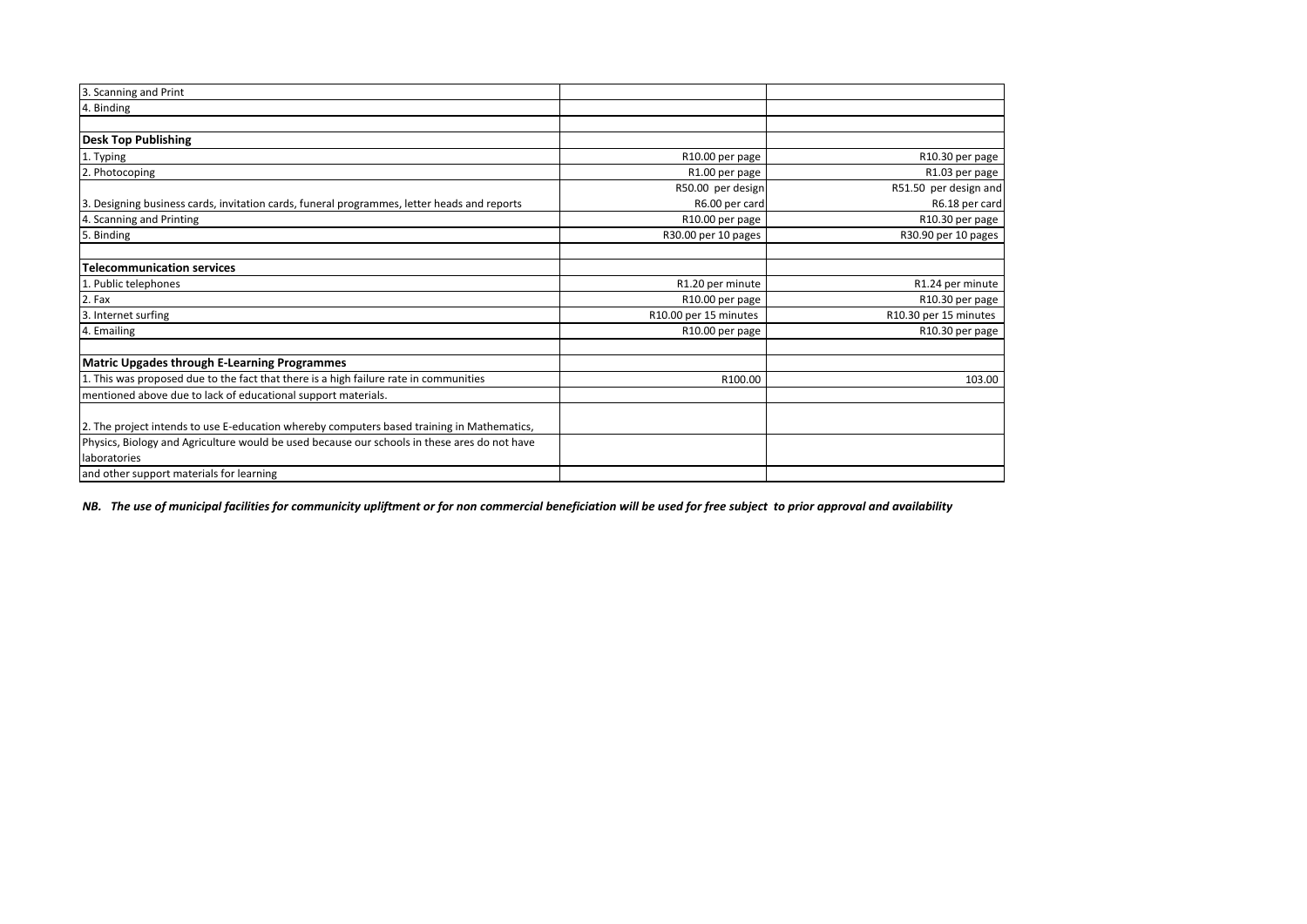| | | |
|---|---|---|
| 3. Scanning and Print | | |
| 4. Binding | | |
| | | |
| **Desk Top Publishing** | | |
| 1. Typing | R10.00 per page | R10.30 per page |
| 2. Photocoping | R1.00 per page | R1.03 per page |
| | R50.00 per design | R51.50 per design and |
| 3. Designing business cards, invitation cards, funeral programmes, letter heads and reports | R6.00 per card | R6.18 per card |
| 4. Scanning and Printing | R10.00 per page | R10.30 per page |
| 5. Binding | R30.00 per 10 pages | R30.90 per 10 pages |
| | | |
| **Telecommunication services** | | |
| 1. Public telephones | R1.20 per minute | R1.24 per minute |
| 2. Fax | R10.00 per page | R10.30 per page |
| 3. Internet surfing | R10.00 per 15 minutes | R10.30 per 15 minutes |
| 4. Emailing | R10.00 per page | R10.30 per page |
| | | |
| **Matric Upgades through E-Learning Programmes** | | |
| 1. This was proposed due to the fact that there is a high failure rate in communities | R100.00 | 103.00 |
| mentioned above due to lack of educational support materials. | | |
| 2. The project intends to use E-education whereby computers based training in Mathematics, | | |
| Physics, Biology and Agriculture would be used because our schools in these ares do not have laboratories | | |
| and other support materials for learning | | |

***NB. The use of municipal facilities for communicity upliftment or for non commercial beneficiation will be used for free subject to prior approval and availability***